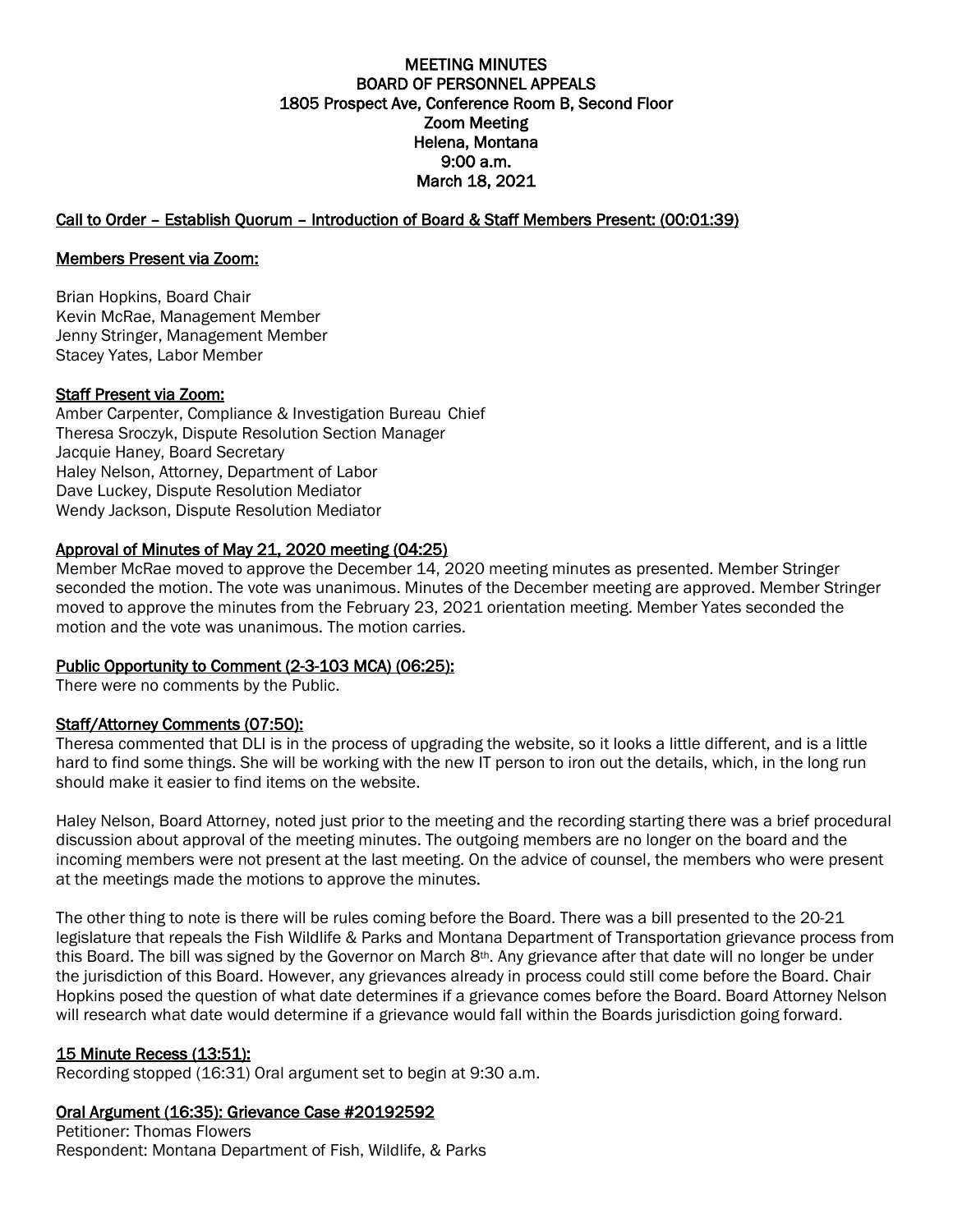# MEETING MINUTES
# BOARD OF PERSONNEL APPEALS
## 1805 Prospect Ave, Conference Room B, Second Floor
## Zoom Meeting
## Helena, Montana
## 9:00 a.m.
## March 18, 2021

**Call to Order – Establish Quorum – Introduction of Board & Staff Members Present: (00:01:39)**

**Members Present via Zoom:**

Brian Hopkins, Board Chair
Kevin McRae, Management Member
Jenny Stringer, Management Member
Stacey Yates, Labor Member

**Staff Present via Zoom:**

Amber Carpenter, Compliance & Investigation Bureau Chief
Theresa Sroczyk, Dispute Resolution Section Manager
Jacquie Haney, Board Secretary
Haley Nelson, Attorney, Department of Labor
Dave Luckey, Dispute Resolution Mediator
Wendy Jackson, Dispute Resolution Mediator

**Approval of Minutes of May 21, 2020 meeting (04:25)**

Member McRae moved to approve the December 14, 2020 meeting minutes as presented. Member Stringer seconded the motion. The vote was unanimous. Minutes of the December meeting are approved. Member Stringer moved to approve the minutes from the February 23, 2021 orientation meeting. Member Yates seconded the motion and the vote was unanimous. The motion carries.

**Public Opportunity to Comment (2-3-103 MCA) (06:25):**

There were no comments by the Public.

**Staff/Attorney Comments (07:50):**

Theresa commented that DLI is in the process of upgrading the website, so it looks a little different, and is a little hard to find some things. She will be working with the new IT person to iron out the details, which, in the long run should make it easier to find items on the website.

Haley Nelson, Board Attorney, noted just prior to the meeting and the recording starting there was a brief procedural discussion about approval of the meeting minutes. The outgoing members are no longer on the board and the incoming members were not present at the last meeting. On the advice of counsel, the members who were present at the meetings made the motions to approve the minutes.

The other thing to note is there will be rules coming before the Board. There was a bill presented to the 20-21 legislature that repeals the Fish Wildlife & Parks and Montana Department of Transportation grievance process from this Board. The bill was signed by the Governor on March 8th. Any grievance after that date will no longer be under the jurisdiction of this Board. However, any grievances already in process could still come before the Board. Chair Hopkins posed the question of what date determines if a grievance comes before the Board. Board Attorney Nelson will research what date would determine if a grievance would fall within the Boards jurisdiction going forward.

**15 Minute Recess (13:51):**

Recording stopped (16:31) Oral argument set to begin at 9:30 a.m.

**Oral Argument (16:35): Grievance Case #20192592**

Petitioner: Thomas Flowers
Respondent: Montana Department of Fish, Wildlife, & Parks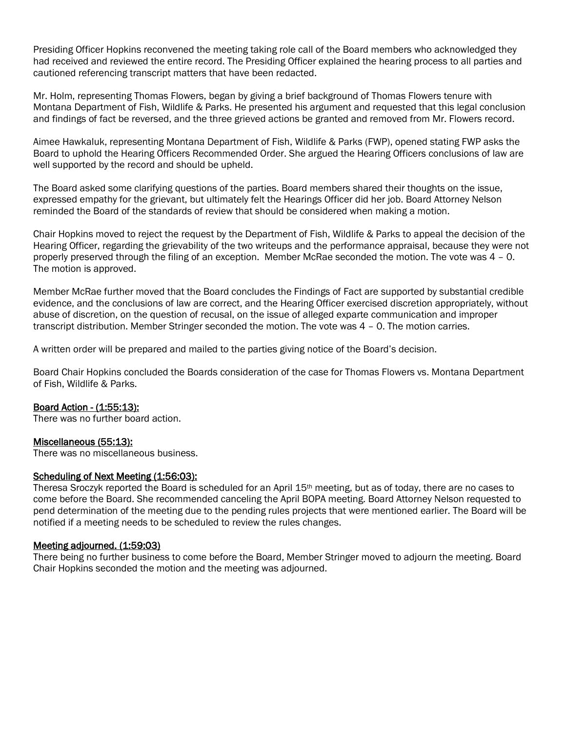Presiding Officer Hopkins reconvened the meeting taking role call of the Board members who acknowledged they had received and reviewed the entire record. The Presiding Officer explained the hearing process to all parties and cautioned referencing transcript matters that have been redacted.

Mr. Holm, representing Thomas Flowers, began by giving a brief background of Thomas Flowers tenure with Montana Department of Fish, Wildlife & Parks. He presented his argument and requested that this legal conclusion and findings of fact be reversed, and the three grieved actions be granted and removed from Mr. Flowers record.

Aimee Hawkaluk, representing Montana Department of Fish, Wildlife & Parks (FWP), opened stating FWP asks the Board to uphold the Hearing Officers Recommended Order. She argued the Hearing Officers conclusions of law are well supported by the record and should be upheld.

The Board asked some clarifying questions of the parties. Board members shared their thoughts on the issue, expressed empathy for the grievant, but ultimately felt the Hearings Officer did her job. Board Attorney Nelson reminded the Board of the standards of review that should be considered when making a motion.

Chair Hopkins moved to reject the request by the Department of Fish, Wildlife & Parks to appeal the decision of the Hearing Officer, regarding the grievability of the two writeups and the performance appraisal, because they were not properly preserved through the filing of an exception. Member McRae seconded the motion. The vote was 4 – 0. The motion is approved.

Member McRae further moved that the Board concludes the Findings of Fact are supported by substantial credible evidence, and the conclusions of law are correct, and the Hearing Officer exercised discretion appropriately, without abuse of discretion, on the question of recusal, on the issue of alleged exparte communication and improper transcript distribution. Member Stringer seconded the motion. The vote was 4 – 0. The motion carries.

A written order will be prepared and mailed to the parties giving notice of the Board's decision.

Board Chair Hopkins concluded the Boards consideration of the case for Thomas Flowers vs. Montana Department of Fish, Wildlife & Parks.

<u>Board Action - (1:55:13):</u>
There was no further board action.

<u>Miscellaneous (55:13):</u>
There was no miscellaneous business.

<u>Scheduling of Next Meeting (1:56:03):</u>
Theresa Sroczyk reported the Board is scheduled for an April 15th meeting, but as of today, there are no cases to come before the Board. She recommended canceling the April BOPA meeting. Board Attorney Nelson requested to pend determination of the meeting due to the pending rules projects that were mentioned earlier. The Board will be notified if a meeting needs to be scheduled to review the rules changes.

<u>Meeting adjourned. (1:59:03)</u>
There being no further business to come before the Board, Member Stringer moved to adjourn the meeting. Board Chair Hopkins seconded the motion and the meeting was adjourned.